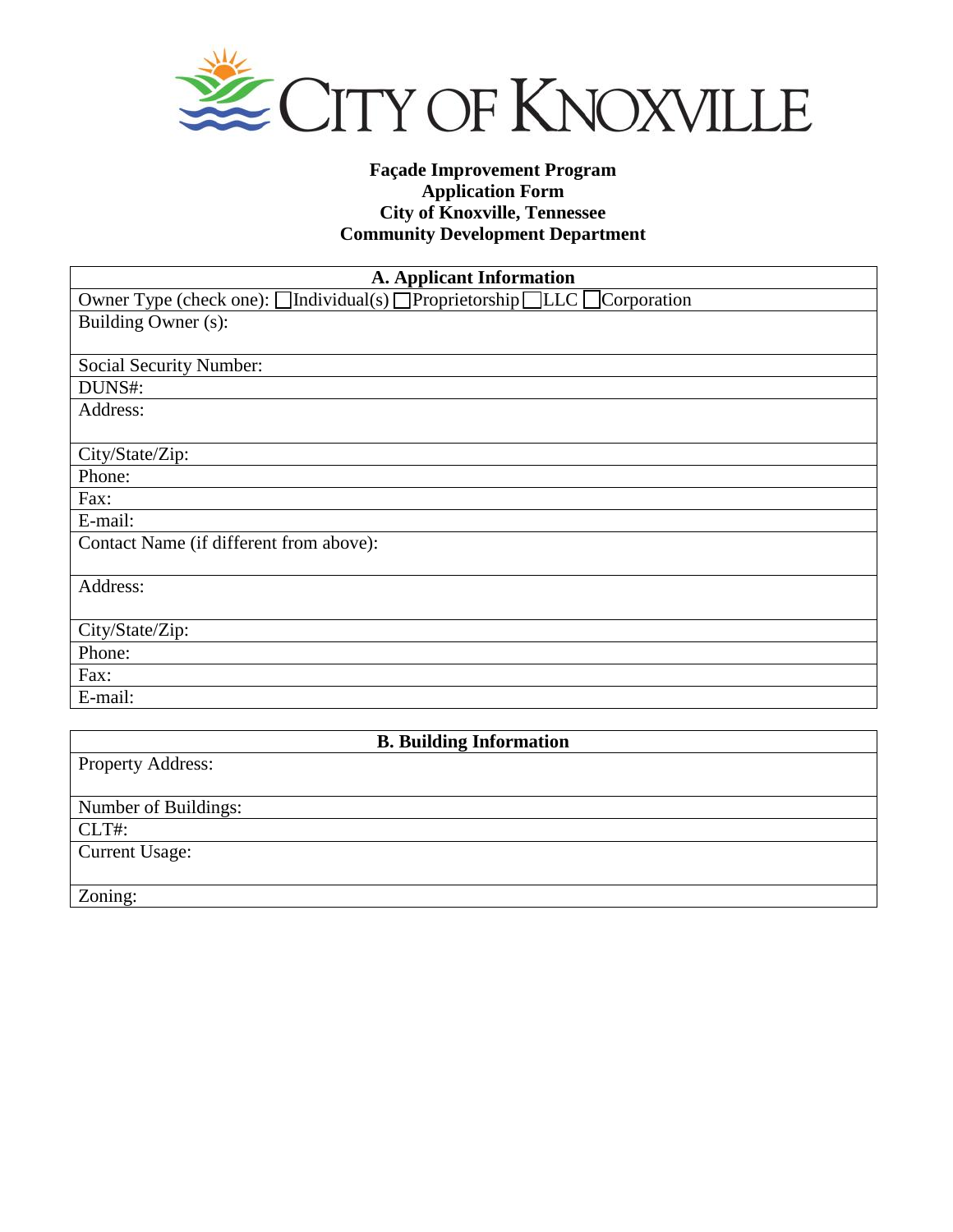# CITY OF KNOXVILLE

**Façade Improvement Program**
**Application Form**
**City of Knoxville, Tennessee**
**Community Development Department**

| **A. Applicant Information** |
| --- |
| Owner Type (check one): ☐Individual(s) ☐Proprietorship ☐LLC ☐Corporation |
| Building Owner (s): |
| Social Security Number: |
| DUNS#: |
| Address: |
| City/State/Zip: |
| Phone: |
| Fax: |
| E-mail: |
| Contact Name (if different from above): |
| Address: |
| City/State/Zip: |
| Phone: |
| Fax: |
| E-mail: |

| **B. Building Information** |
| --- |
| Property Address: |
| Number of Buildings: |
| CLT#: |
| Current Usage: |
| Zoning: |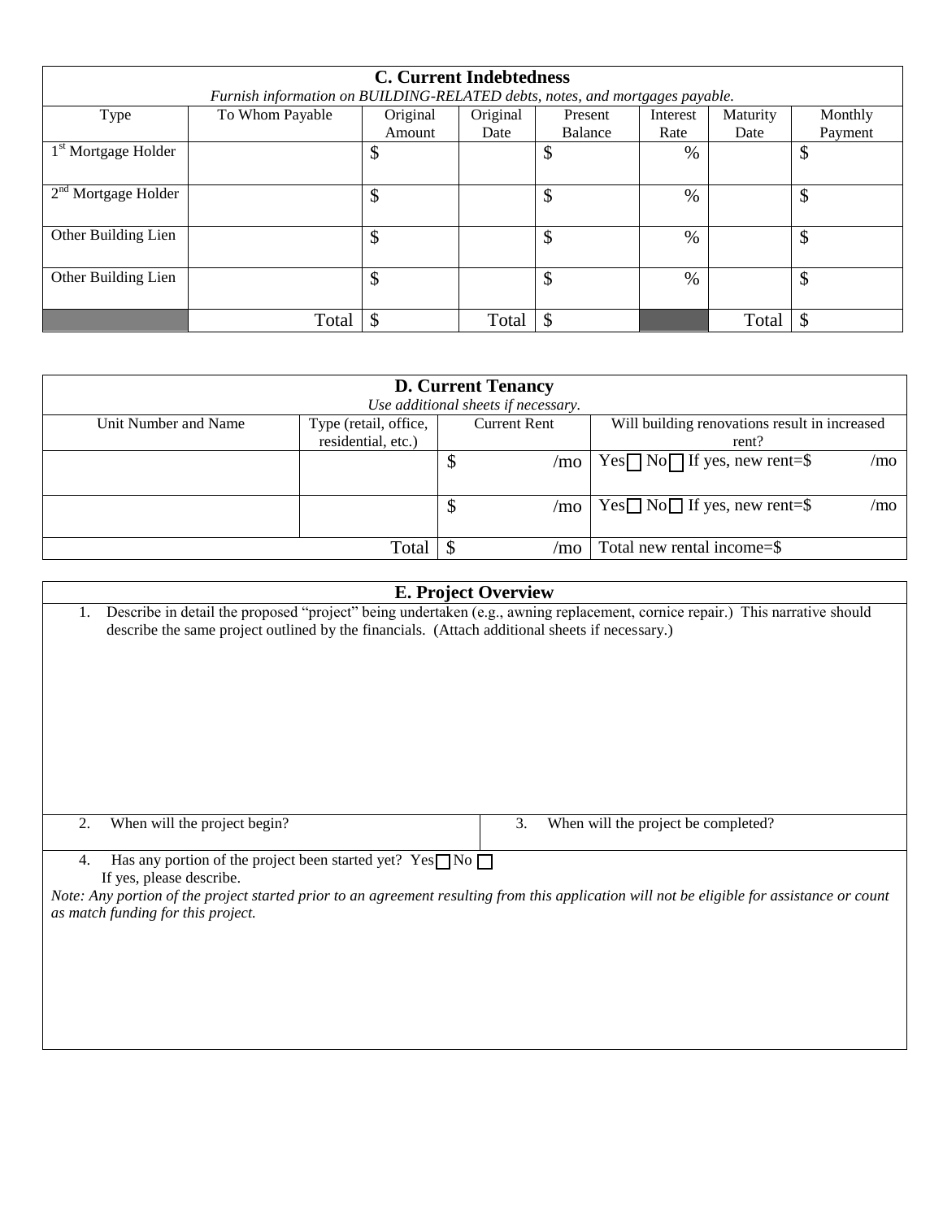## C. Current Indebtedness

*Furnish information on BUILDING-RELATED debts, notes, and mortgages payable.*

| Type | To Whom Payable | Original Amount | Original Date | Present Balance | Interest Rate | Maturity Date | Monthly Payment |
|---|---|---|---|---|---|---|---|
| 1st Mortgage Holder | | $ | | $ | % | | $ |
| 2nd Mortgage Holder | | $ | | $ | % | | $ |
| Other Building Lien | | $ | | $ | % | | $ |
| Other Building Lien | | $ | | $ | % | | $ |
| | Total | $ | Total | $ | | Total | $ |

## D. Current Tenancy

*Use additional sheets if necessary.*

| Unit Number and Name | Type (retail, office, residential, etc.) | Current Rent | Will building renovations result in increased rent? |
|---|---|---|---|
| | | $ /mo | Yes ☐ No ☐ If yes, new rent=$ /mo |
| | | $ /mo | Yes ☐ No ☐ If yes, new rent=$ /mo |
| | Total | $ /mo | Total new rental income=$ |

## E. Project Overview

1. Describe in detail the proposed "project" being undertaken (e.g., awning replacement, cornice repair.) This narrative should describe the same project outlined by the financials. (Attach additional sheets if necessary.)

2. When will the project begin?

3. When will the project be completed?

4. Has any portion of the project been started yet? Yes ☐ No ☐
   If yes, please describe.

*Note: Any portion of the project started prior to an agreement resulting from this application will not be eligible for assistance or count as match funding for this project.*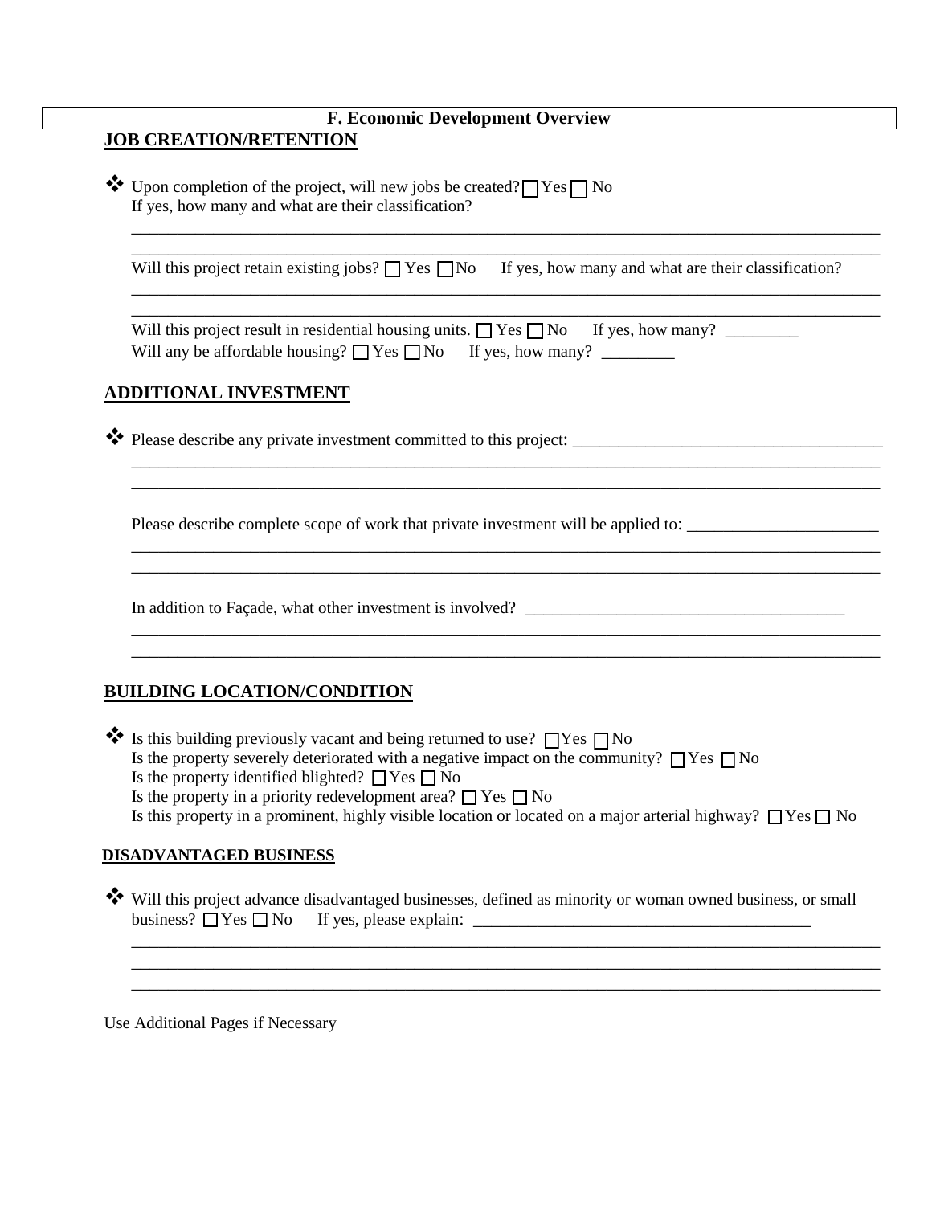## F. Economic Development Overview

### JOB CREATION/RETENTION

❖ Upon completion of the project, will new jobs be created? ☐ Yes ☐ No
If yes, how many and what are their classification?

______________________________________________________________________________
______________________________________________________________________________

Will this project retain existing jobs? ☐ Yes ☐ No   If yes, how many and what are their classification?

______________________________________________________________________________
______________________________________________________________________________

Will this project result in residential housing units. ☐ Yes ☐ No   If yes, how many? ________
Will any be affordable housing? ☐ Yes ☐ No   If yes, how many? ________

### ADDITIONAL INVESTMENT

❖ Please describe any private investment committed to this project: ____________________________________
______________________________________________________________________________
______________________________________________________________________________

Please describe complete scope of work that private investment will be applied to: ______________________
______________________________________________________________________________
______________________________________________________________________________

In addition to Façade, what other investment is involved? ______________________________________
______________________________________________________________________________
______________________________________________________________________________

### BUILDING LOCATION/CONDITION

❖ Is this building previously vacant and being returned to use? ☐ Yes ☐ No
Is the property severely deteriorated with a negative impact on the community? ☐ Yes ☐ No
Is the property identified blighted? ☐ Yes ☐ No
Is the property in a priority redevelopment area? ☐ Yes ☐ No
Is this property in a prominent, highly visible location or located on a major arterial highway? ☐ Yes ☐ No

### DISADVANTAGED BUSINESS

❖ Will this project advance disadvantaged businesses, defined as minority or woman owned business, or small business? ☐ Yes ☐ No   If yes, please explain: ________________________________________
______________________________________________________________________________
______________________________________________________________________________
______________________________________________________________________________

Use Additional Pages if Necessary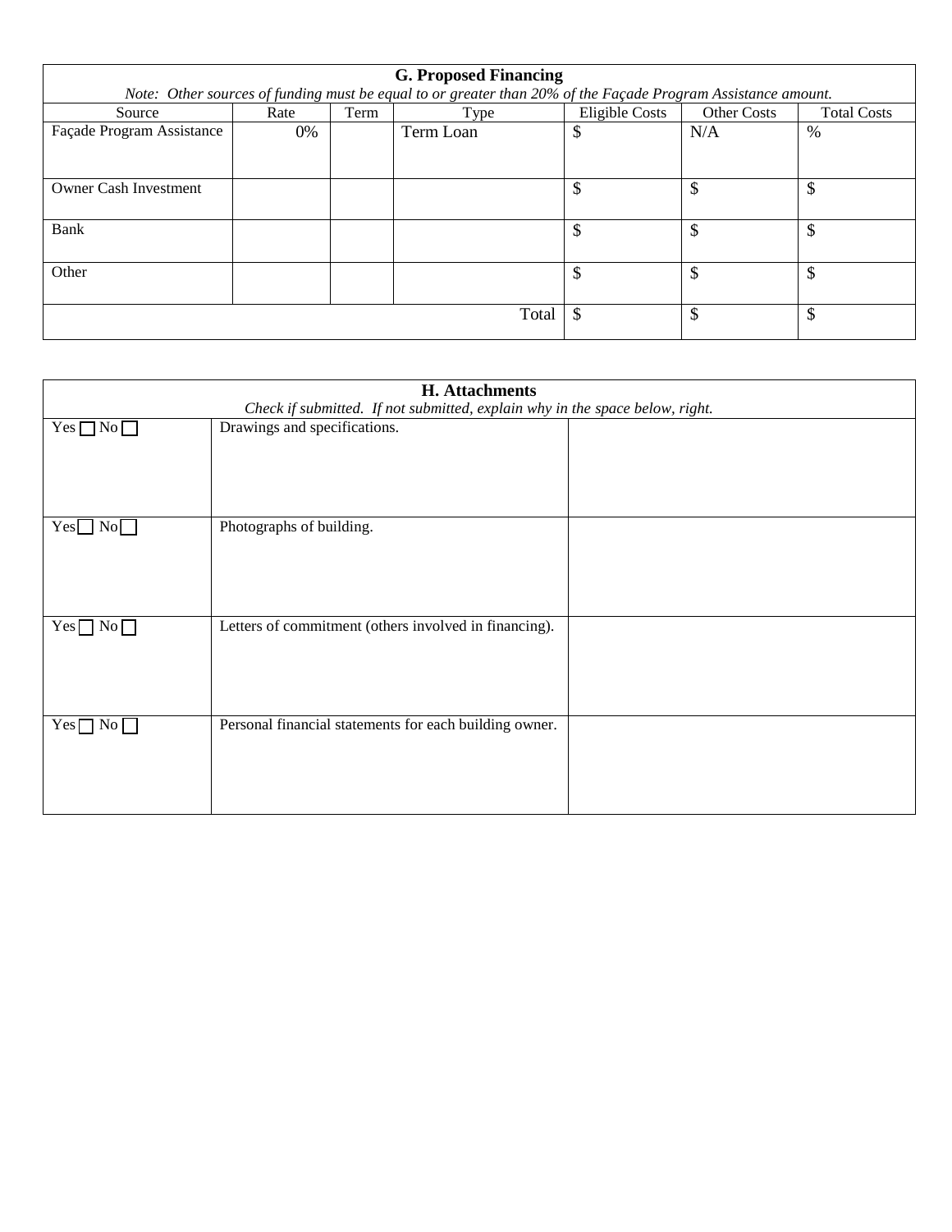### G. Proposed Financing

*Note: Other sources of funding must be equal to or greater than 20% of the Façade Program Assistance amount.*

| Source | Rate | Term | Type | Eligible Costs | Other Costs | Total Costs |
|---|---|---|---|---|---|---|
| Façade Program Assistance | 0% | | Term Loan | $ | N/A | % |
| Owner Cash Investment | | | | $ | $ | $ |
| Bank | | | | $ | $ | $ |
| Other | | | | $ | $ | $ |
| | | | Total | $ | $ | $ |

### H. Attachments

*Check if submitted. If not submitted, explain why in the space below, right.*

| | | |
|---|---|---|
| Yes ☐ No ☐ | Drawings and specifications. | |
| Yes ☐ No ☐ | Photographs of building. | |
| Yes ☐ No ☐ | Letters of commitment (others involved in financing). | |
| Yes ☐ No ☐ | Personal financial statements for each building owner. | |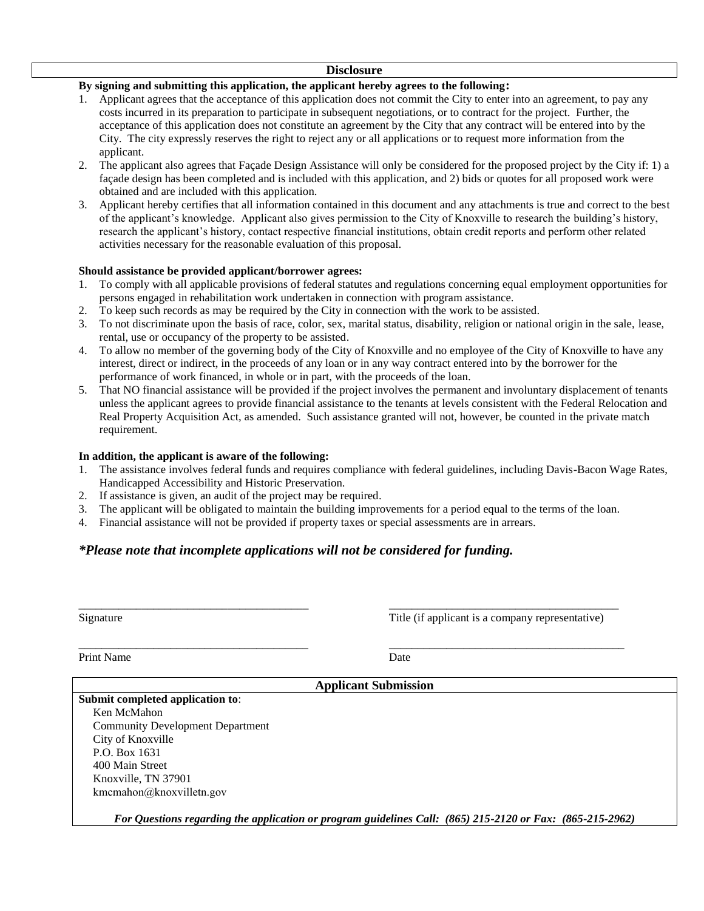## Disclosure

**By signing and submitting this application, the applicant hereby agrees to the following:**

1. Applicant agrees that the acceptance of this application does not commit the City to enter into an agreement, to pay any costs incurred in its preparation to participate in subsequent negotiations, or to contract for the project. Further, the acceptance of this application does not constitute an agreement by the City that any contract will be entered into by the City. The city expressly reserves the right to reject any or all applications or to request more information from the applicant.
2. The applicant also agrees that Façade Design Assistance will only be considered for the proposed project by the City if: 1) a façade design has been completed and is included with this application, and 2) bids or quotes for all proposed work were obtained and are included with this application.
3. Applicant hereby certifies that all information contained in this document and any attachments is true and correct to the best of the applicant's knowledge. Applicant also gives permission to the City of Knoxville to research the building's history, research the applicant's history, contact respective financial institutions, obtain credit reports and perform other related activities necessary for the reasonable evaluation of this proposal.

**Should assistance be provided applicant/borrower agrees:**

1. To comply with all applicable provisions of federal statutes and regulations concerning equal employment opportunities for persons engaged in rehabilitation work undertaken in connection with program assistance.
2. To keep such records as may be required by the City in connection with the work to be assisted.
3. To not discriminate upon the basis of race, color, sex, marital status, disability, religion or national origin in the sale, lease, rental, use or occupancy of the property to be assisted.
4. To allow no member of the governing body of the City of Knoxville and no employee of the City of Knoxville to have any interest, direct or indirect, in the proceeds of any loan or in any way contract entered into by the borrower for the performance of work financed, in whole or in part, with the proceeds of the loan.
5. That NO financial assistance will be provided if the project involves the permanent and involuntary displacement of tenants unless the applicant agrees to provide financial assistance to the tenants at levels consistent with the Federal Relocation and Real Property Acquisition Act, as amended. Such assistance granted will not, however, be counted in the private match requirement.

**In addition, the applicant is aware of the following:**

1. The assistance involves federal funds and requires compliance with federal guidelines, including Davis-Bacon Wage Rates, Handicapped Accessibility and Historic Preservation.
2. If assistance is given, an audit of the project may be required.
3. The applicant will be obligated to maintain the building improvements for a period equal to the terms of the loan.
4. Financial assistance will not be provided if property taxes or special assessments are in arrears.

***\*Please note that incomplete applications will not be considered for funding.***

\_\_\_\_\_\_\_\_\_\_\_\_\_\_\_\_\_\_\_\_\_\_\_\_\_\_\_\_\_\_\_\_\_\_\_\_\_\_\_\_ \_\_\_\_\_\_\_\_\_\_\_\_\_\_\_\_\_\_\_\_\_\_\_\_\_\_\_\_\_\_\_\_\_\_\_\_\_\_\_\_
Signature Title (if applicant is a company representative)

\_\_\_\_\_\_\_\_\_\_\_\_\_\_\_\_\_\_\_\_\_\_\_\_\_\_\_\_\_\_\_\_\_\_\_\_\_\_\_\_ \_\_\_\_\_\_\_\_\_\_\_\_\_\_\_\_\_\_\_\_\_\_\_\_\_\_\_\_\_\_\_\_\_\_\_\_\_\_\_\_
Print Name Date

## Applicant Submission

**Submit completed application to**:
Ken McMahon
Community Development Department
City of Knoxville
P.O. Box 1631
400 Main Street
Knoxville, TN 37901
kmcmahon@knoxvilletn.gov

***For Questions regarding the application or program guidelines Call: (865) 215-2120 or Fax: (865-215-2962)***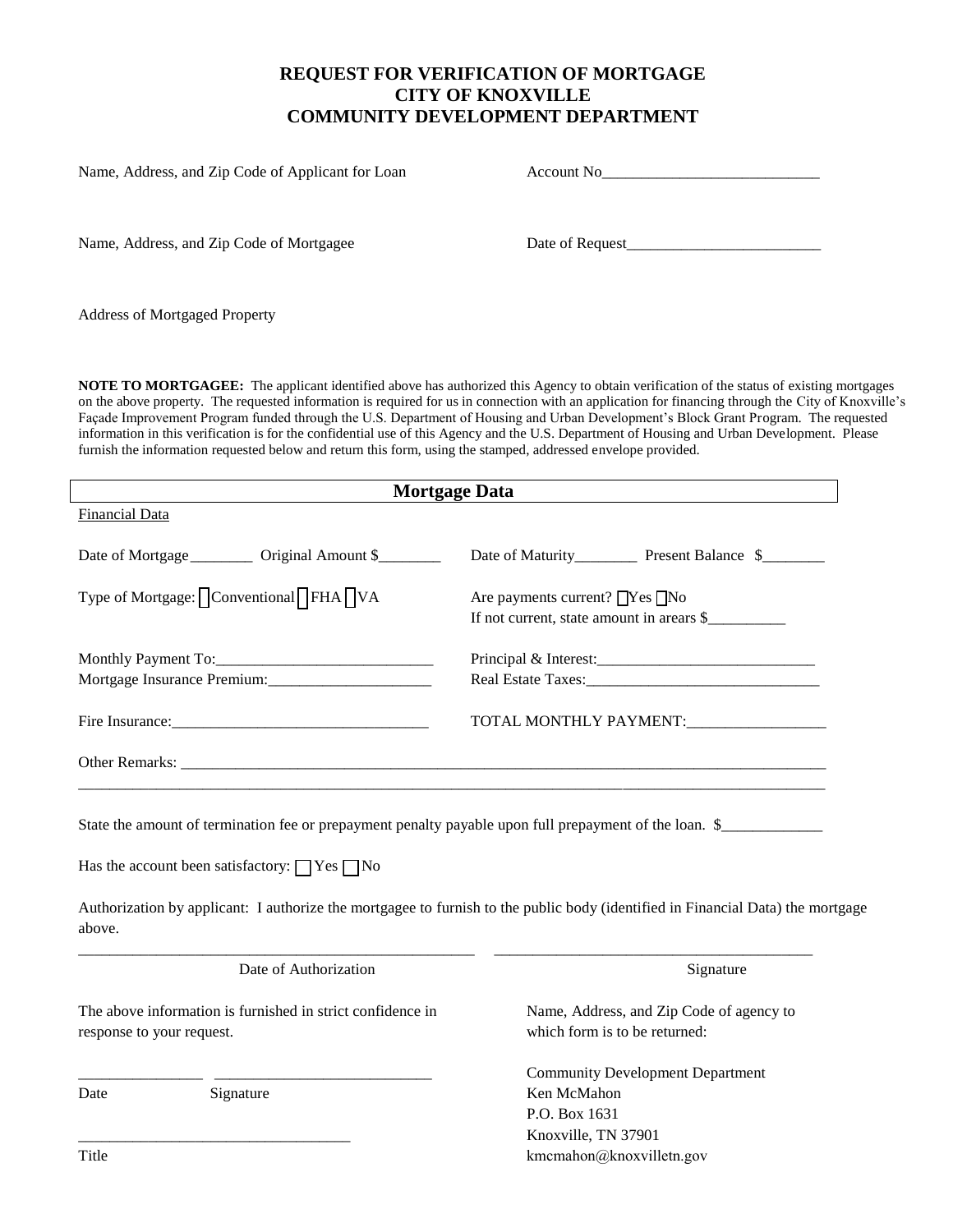# REQUEST FOR VERIFICATION OF MORTGAGE
# CITY OF KNOXVILLE
# COMMUNITY DEVELOPMENT DEPARTMENT

Name, Address, and Zip Code of Applicant for Loan

Account No____________________________

Name, Address, and Zip Code of Mortgagee

Date of Request_________________________

Address of Mortgaged Property

**NOTE TO MORTGAGEE:** The applicant identified above has authorized this Agency to obtain verification of the status of existing mortgages on the above property. The requested information is required for us in connection with an application for financing through the City of Knoxville's Façade Improvement Program funded through the U.S. Department of Housing and Urban Development's Block Grant Program. The requested information in this verification is for the confidential use of this Agency and the U.S. Department of Housing and Urban Development. Please furnish the information requested below and return this form, using the stamped, addressed envelope provided.

## Mortgage Data

Financial Data

Date of Mortgage________ Original Amount $________

Date of Maturity________ Present Balance $________

Type of Mortgage: ☐ Conventional ☐ FHA ☐ VA

Are payments current? ☐ Yes ☐ No

If not current, state amount in arears $__________

Monthly Payment To:____________________________

Principal & Interest:____________________________

Mortgage Insurance Premium:_____________________

Real Estate Taxes:______________________________

Fire Insurance:_________________________________

TOTAL MONTHLY PAYMENT:__________________

Other Remarks: ________________________________________________________________________________________

__________________________________________________________________________________________________________

State the amount of termination fee or prepayment penalty payable upon full prepayment of the loan. $_____________

Has the account been satisfactory: ☐ Yes ☐ No

Authorization by applicant: I authorize the mortgagee to furnish to the public body (identified in Financial Data) the mortgage above.

_______________________________________________________ _________________________________________

Date of Authorization                                        Signature

The above information is furnished in strict confidence in response to your request.

________________ ____________________________

Date                Signature

___________________________________

Title

Name, Address, and Zip Code of agency to which form is to be returned:

Community Development Department
Ken McMahon
P.O. Box 1631
Knoxville, TN 37901
kmcmahon@knoxvilletn.gov